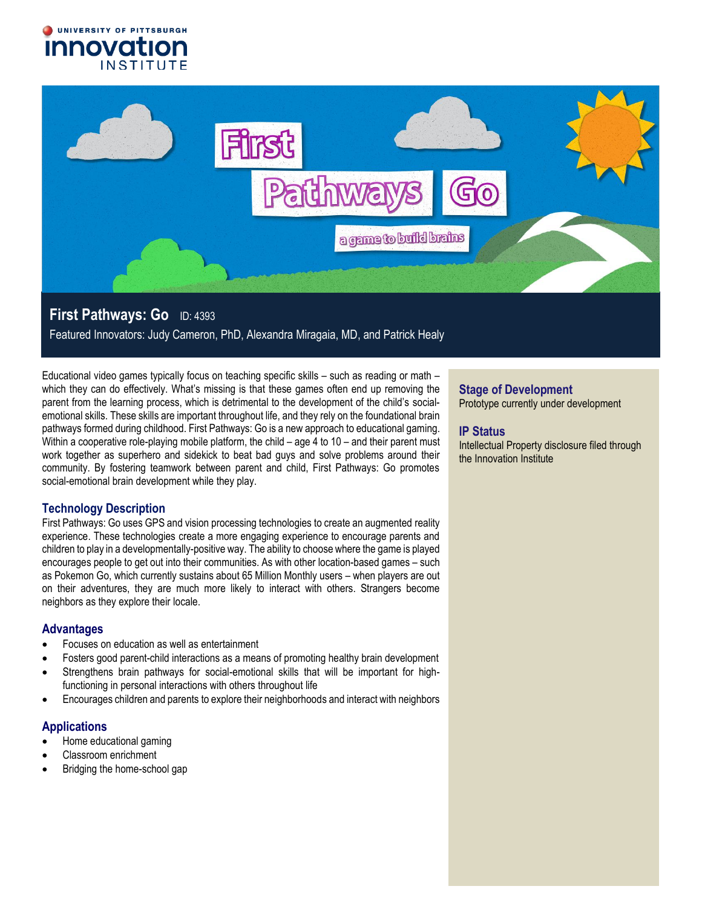UNIVERSITY OF PITTSBURGH
Innovation INSTITUTE

# First Pathways: Go

ID: 4393

Featured Innovators: Judy Cameron, PhD, Alexandra Miragaia, MD, and Patrick Healy

Educational video games typically focus on teaching specific skills – such as reading or math – which they can do effectively. What's missing is that these games often end up removing the parent from the learning process, which is detrimental to the development of the child's social-emotional skills. These skills are important throughout life, and they rely on the foundational brain pathways formed during childhood. First Pathways: Go is a new approach to educational gaming. Within a cooperative role-playing mobile platform, the child – age 4 to 10 – and their parent must work together as superhero and sidekick to beat bad guys and solve problems around their community. By fostering teamwork between parent and child, First Pathways: Go promotes social-emotional brain development while they play.

## Technology Description

First Pathways: Go uses GPS and vision processing technologies to create an augmented reality experience. These technologies create a more engaging experience to encourage parents and children to play in a developmentally-positive way. The ability to choose where the game is played encourages people to get out into their communities. As with other location-based games – such as Pokemon Go, which currently sustains about 65 Million Monthly users – when players are out on their adventures, they are much more likely to interact with others. Strangers become neighbors as they explore their locale.

## Advantages

- Focuses on education as well as entertainment
- Fosters good parent-child interactions as a means of promoting healthy brain development
- Strengthens brain pathways for social-emotional skills that will be important for high-functioning in personal interactions with others throughout life
- Encourages children and parents to explore their neighborhoods and interact with neighbors

## Applications

- Home educational gaming
- Classroom enrichment
- Bridging the home-school gap

## Stage of Development

Prototype currently under development

## IP Status

Intellectual Property disclosure filed through the Innovation Institute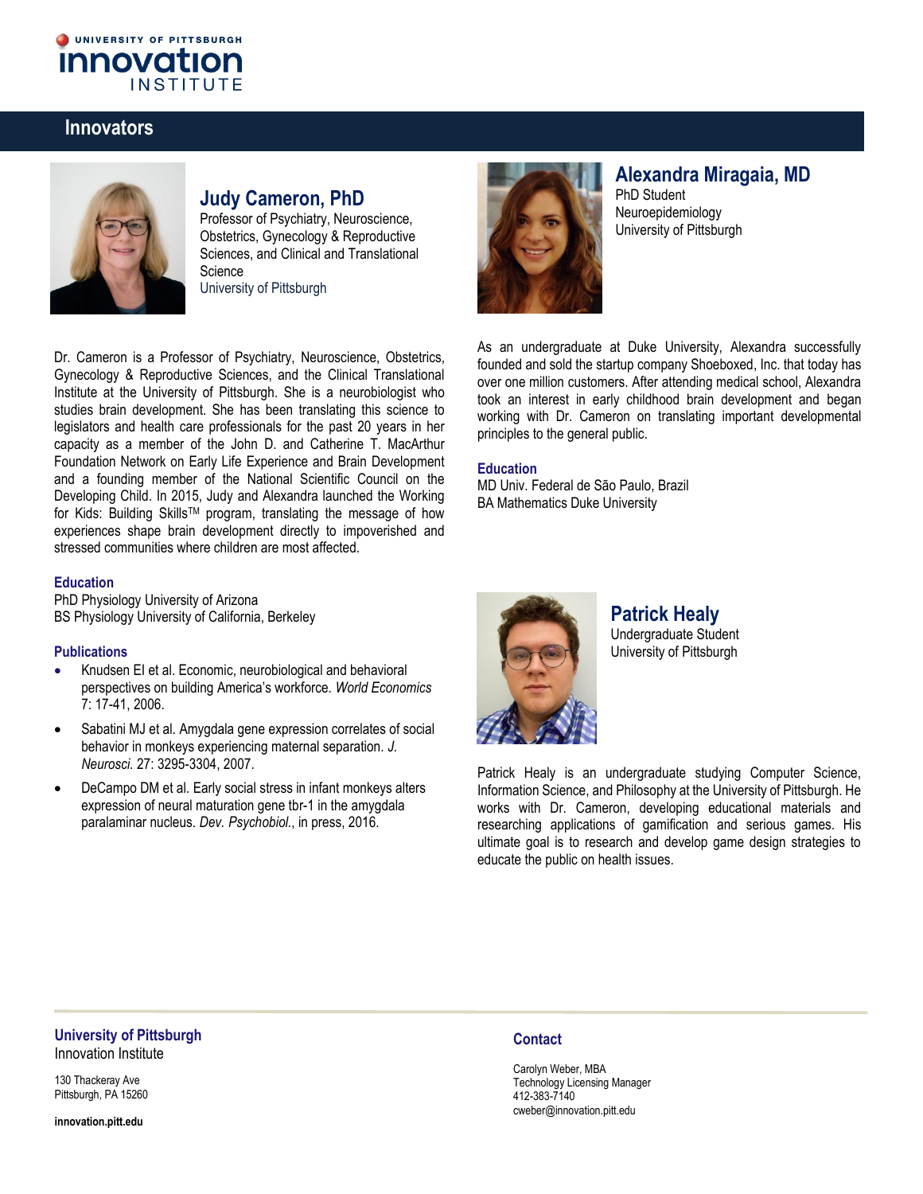## Innovators

### Judy Cameron, PhD

Professor of Psychiatry, Neuroscience, Obstetrics, Gynecology & Reproductive Sciences, and Clinical and Translational Science
University of Pittsburgh

Dr. Cameron is a Professor of Psychiatry, Neuroscience, Obstetrics, Gynecology & Reproductive Sciences, and the Clinical Translational Institute at the University of Pittsburgh. She is a neurobiologist who studies brain development. She has been translating this science to legislators and health care professionals for the past 20 years in her capacity as a member of the John D. and Catherine T. MacArthur Foundation Network on Early Life Experience and Brain Development and a founding member of the National Scientific Council on the Developing Child. In 2015, Judy and Alexandra launched the Working for Kids: Building Skills™ program, translating the message of how experiences shape brain development directly to impoverished and stressed communities where children are most affected.

**Education**

PhD Physiology University of Arizona
BS Physiology University of California, Berkeley

**Publications**

- Knudsen EI et al. Economic, neurobiological and behavioral perspectives on building America's workforce. *World Economics* 7: 17-41, 2006.
- Sabatini MJ et al. Amygdala gene expression correlates of social behavior in monkeys experiencing maternal separation. *J. Neurosci.* 27: 3295-3304, 2007.
- DeCampo DM et al. Early social stress in infant monkeys alters expression of neural maturation gene tbr-1 in the amygdala paralaminar nucleus. *Dev. Psychobiol.*, in press, 2016.

### Alexandra Miragaia, MD

PhD Student
Neuroepidemiology
University of Pittsburgh

As an undergraduate at Duke University, Alexandra successfully founded and sold the startup company Shoeboxed, Inc. that today has over one million customers. After attending medical school, Alexandra took an interest in early childhood brain development and began working with Dr. Cameron on translating important developmental principles to the general public.

**Education**

MD Univ. Federal de São Paulo, Brazil
BA Mathematics Duke University

### Patrick Healy

Undergraduate Student
University of Pittsburgh

Patrick Healy is an undergraduate studying Computer Science, Information Science, and Philosophy at the University of Pittsburgh. He works with Dr. Cameron, developing educational materials and researching applications of gamification and serious games. His ultimate goal is to research and develop game design strategies to educate the public on health issues.

**University of Pittsburgh**
Innovation Institute

130 Thackeray Ave
Pittsburgh, PA 15260

**innovation.pitt.edu**

**Contact**

Carolyn Weber, MBA
Technology Licensing Manager
412-383-7140
cweber@innovation.pitt.edu